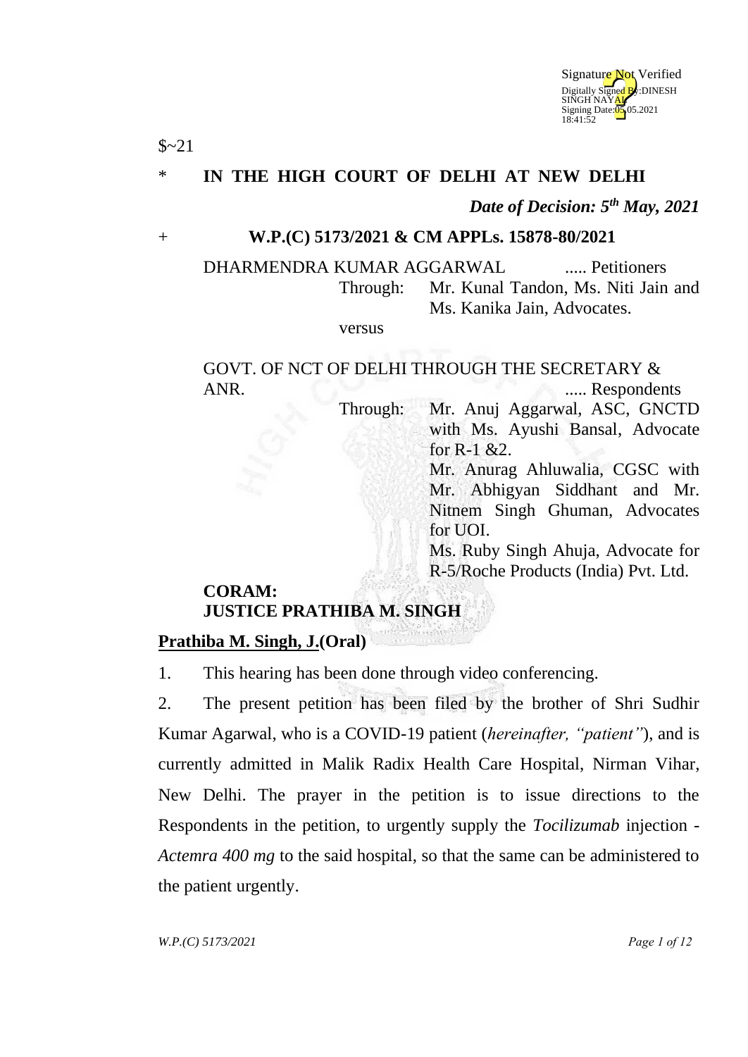$~21

\* **IN THE HIGH COURT OF DELHI AT NEW DELHI**

*Date of Decision: 5th May, 2021*

+ **W.P.(C) 5173/2021 & CM APPLs. 15878-80/2021**

DHARMENDRA KUMAR AGGARWAL ..... Petitioners

Through: Mr. Kunal Tandon, Ms. Niti Jain and Ms. Kanika Jain, Advocates.

versus

GOVT. OF NCT OF DELHI THROUGH THE SECRETARY & ANR. ..... Respondents

Through: Mr. Anuj Aggarwal, ASC, GNCTD with Ms. Ayushi Bansal, Advocate for R-1 &2.
Mr. Anurag Ahluwalia, CGSC with Mr. Abhigyan Siddhant and Mr. Nitnem Singh Ghuman, Advocates for UOI.
Ms. Ruby Singh Ahuja, Advocate for R-5/Roche Products (India) Pvt. Ltd.

**CORAM:**
**JUSTICE PRATHIBA M. SINGH**

**<u>Prathiba M. Singh, J.</u>(Oral)**

1. This hearing has been done through video conferencing.

2. The present petition has been filed by the brother of Shri Sudhir Kumar Agarwal, who is a COVID-19 patient (*hereinafter, "patient"*), and is currently admitted in Malik Radix Health Care Hospital, Nirman Vihar, New Delhi. The prayer in the petition is to issue directions to the Respondents in the petition, to urgently supply the *Tocilizumab* injection - *Actemra 400 mg* to the said hospital, so that the same can be administered to the patient urgently.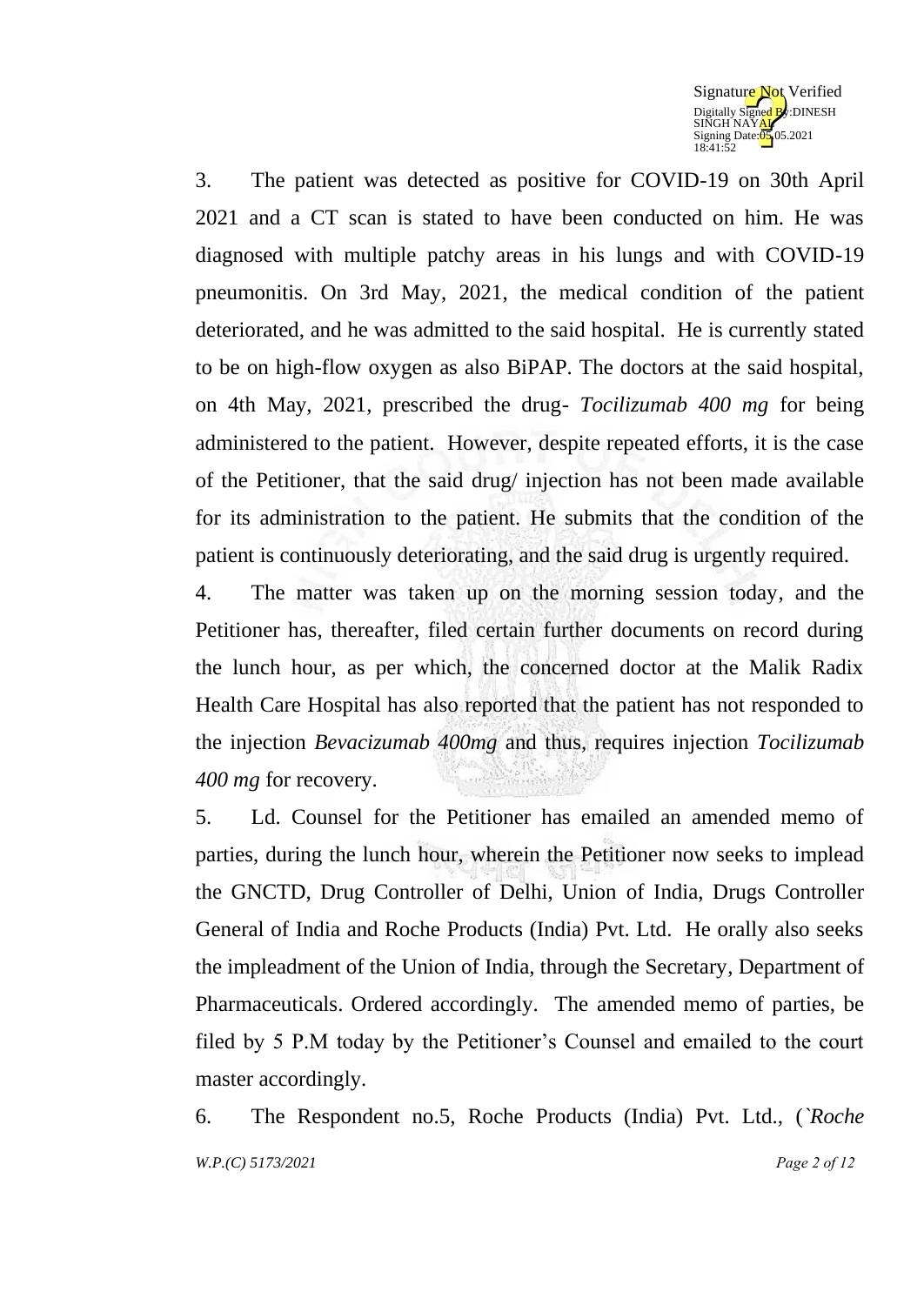3. The patient was detected as positive for COVID-19 on 30th April 2021 and a CT scan is stated to have been conducted on him. He was diagnosed with multiple patchy areas in his lungs and with COVID-19 pneumonitis. On 3rd May, 2021, the medical condition of the patient deteriorated, and he was admitted to the said hospital. He is currently stated to be on high-flow oxygen as also BiPAP. The doctors at the said hospital, on 4th May, 2021, prescribed the drug- *Tocilizumab 400 mg* for being administered to the patient. However, despite repeated efforts, it is the case of the Petitioner, that the said drug/ injection has not been made available for its administration to the patient. He submits that the condition of the patient is continuously deteriorating, and the said drug is urgently required.

4. The matter was taken up on the morning session today, and the Petitioner has, thereafter, filed certain further documents on record during the lunch hour, as per which, the concerned doctor at the Malik Radix Health Care Hospital has also reported that the patient has not responded to the injection *Bevacizumab 400mg* and thus, requires injection *Tocilizumab 400 mg* for recovery.

5. Ld. Counsel for the Petitioner has emailed an amended memo of parties, during the lunch hour, wherein the Petitioner now seeks to implead the GNCTD, Drug Controller of Delhi, Union of India, Drugs Controller General of India and Roche Products (India) Pvt. Ltd. He orally also seeks the impleadment of the Union of India, through the Secretary, Department of Pharmaceuticals. Ordered accordingly. The amended memo of parties, be filed by 5 P.M today by the Petitioner's Counsel and emailed to the court master accordingly.

6. The Respondent no.5, Roche Products (India) Pvt. Ltd., (`*Roche*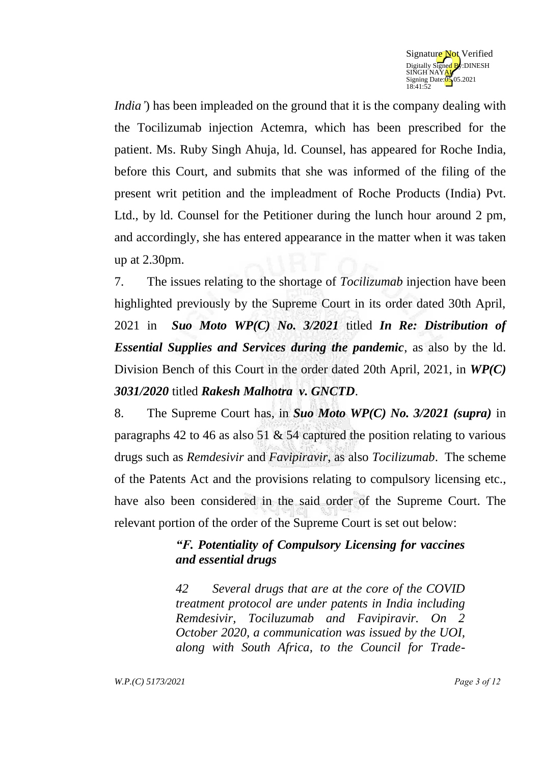*India'*) has been impleaded on the ground that it is the company dealing with the Tocilizumab injection Actemra, which has been prescribed for the patient. Ms. Ruby Singh Ahuja, ld. Counsel, has appeared for Roche India, before this Court, and submits that she was informed of the filing of the present writ petition and the impleadment of Roche Products (India) Pvt. Ltd., by ld. Counsel for the Petitioner during the lunch hour around 2 pm, and accordingly, she has entered appearance in the matter when it was taken up at 2.30pm.

7. The issues relating to the shortage of *Tocilizumab* injection have been highlighted previously by the Supreme Court in its order dated 30th April, 2021 in ***Suo Moto WP(C) No. 3/2021*** titled ***In Re: Distribution of Essential Supplies and Services during the pandemic***, as also by the ld. Division Bench of this Court in the order dated 20th April, 2021, in ***WP(C) 3031/2020*** titled ***Rakesh Malhotra v. GNCTD***.

8. The Supreme Court has, in ***Suo Moto WP(C) No. 3/2021 (supra)*** in paragraphs 42 to 46 as also 51 & 54 captured the position relating to various drugs such as *Remdesivir* and *Favipiravir*, as also *Tocilizumab*. The scheme of the Patents Act and the provisions relating to compulsory licensing etc., have also been considered in the said order of the Supreme Court. The relevant portion of the order of the Supreme Court is set out below:

> ***"F. Potentiality of Compulsory Licensing for vaccines and essential drugs***
>
> *42 Several drugs that are at the core of the COVID treatment protocol are under patents in India including Remdesivir, Tociluzumab and Favipiravir. On 2 October 2020, a communication was issued by the UOI, along with South Africa, to the Council for Trade-*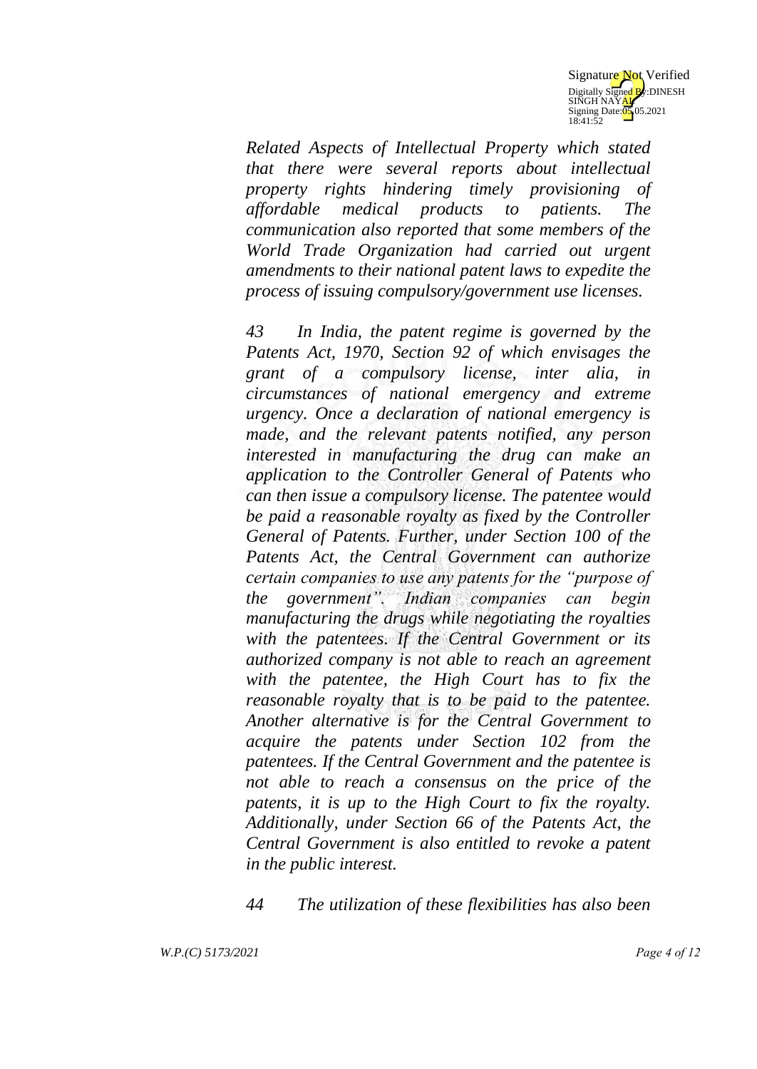*Related Aspects of Intellectual Property which stated that there were several reports about intellectual property rights hindering timely provisioning of affordable medical products to patients. The communication also reported that some members of the World Trade Organization had carried out urgent amendments to their national patent laws to expedite the process of issuing compulsory/government use licenses.*

*43 In India, the patent regime is governed by the Patents Act, 1970, Section 92 of which envisages the grant of a compulsory license, inter alia, in circumstances of national emergency and extreme urgency. Once a declaration of national emergency is made, and the relevant patents notified, any person interested in manufacturing the drug can make an application to the Controller General of Patents who can then issue a compulsory license. The patentee would be paid a reasonable royalty as fixed by the Controller General of Patents. Further, under Section 100 of the Patents Act, the Central Government can authorize certain companies to use any patents for the "purpose of the government". Indian companies can begin manufacturing the drugs while negotiating the royalties with the patentees. If the Central Government or its authorized company is not able to reach an agreement with the patentee, the High Court has to fix the reasonable royalty that is to be paid to the patentee. Another alternative is for the Central Government to acquire the patents under Section 102 from the patentees. If the Central Government and the patentee is not able to reach a consensus on the price of the patents, it is up to the High Court to fix the royalty. Additionally, under Section 66 of the Patents Act, the Central Government is also entitled to revoke a patent in the public interest.*

*44 The utilization of these flexibilities has also been*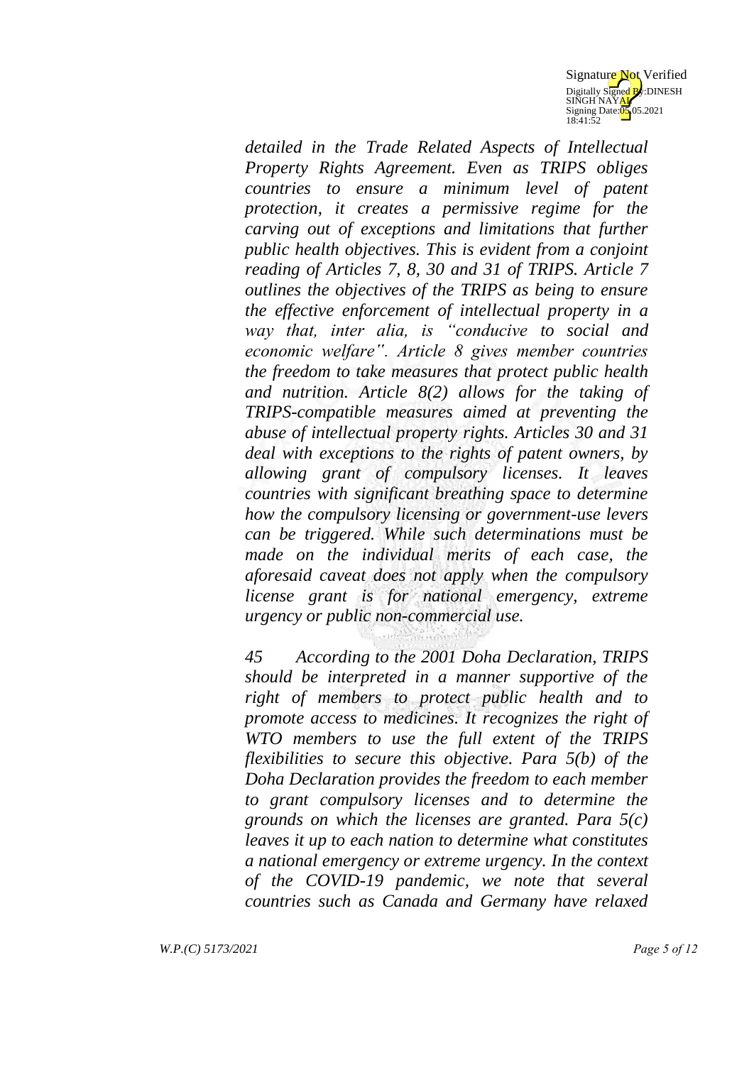*detailed in the Trade Related Aspects of Intellectual Property Rights Agreement. Even as TRIPS obliges countries to ensure a minimum level of patent protection, it creates a permissive regime for the carving out of exceptions and limitations that further public health objectives. This is evident from a conjoint reading of Articles 7, 8, 30 and 31 of TRIPS. Article 7 outlines the objectives of the TRIPS as being to ensure the effective enforcement of intellectual property in a way that, inter alia, is "conducive to social and economic welfare". Article 8 gives member countries the freedom to take measures that protect public health and nutrition. Article 8(2) allows for the taking of TRIPS-compatible measures aimed at preventing the abuse of intellectual property rights. Articles 30 and 31 deal with exceptions to the rights of patent owners, by allowing grant of compulsory licenses. It leaves countries with significant breathing space to determine how the compulsory licensing or government-use levers can be triggered. While such determinations must be made on the individual merits of each case, the aforesaid caveat does not apply when the compulsory license grant is for national emergency, extreme urgency or public non-commercial use.*

*45 According to the 2001 Doha Declaration, TRIPS should be interpreted in a manner supportive of the right of members to protect public health and to promote access to medicines. It recognizes the right of WTO members to use the full extent of the TRIPS flexibilities to secure this objective. Para 5(b) of the Doha Declaration provides the freedom to each member to grant compulsory licenses and to determine the grounds on which the licenses are granted. Para 5(c) leaves it up to each nation to determine what constitutes a national emergency or extreme urgency. In the context of the COVID-19 pandemic, we note that several countries such as Canada and Germany have relaxed*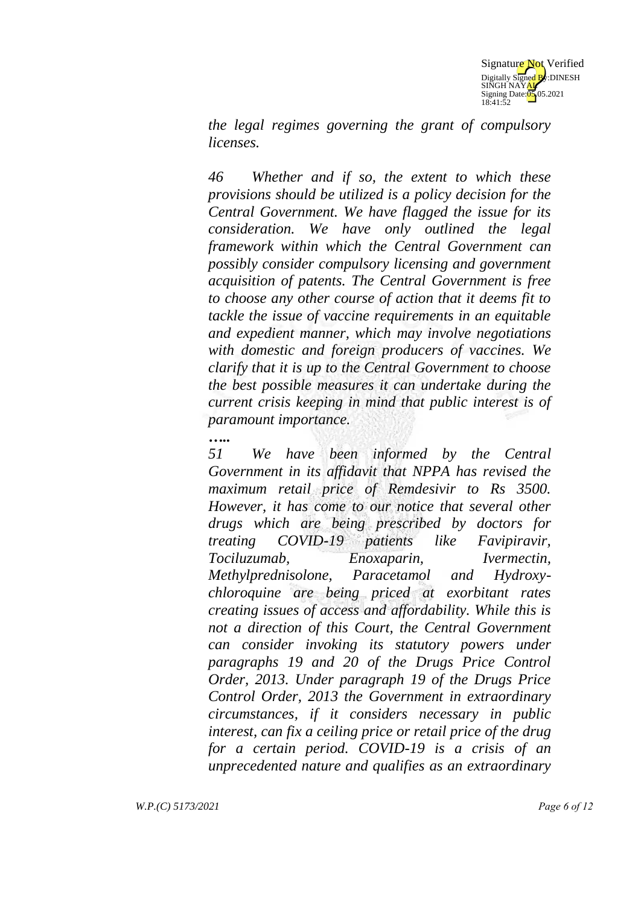*the legal regimes governing the grant of compulsory licenses.*

*46 Whether and if so, the extent to which these provisions should be utilized is a policy decision for the Central Government. We have flagged the issue for its consideration. We have only outlined the legal framework within which the Central Government can possibly consider compulsory licensing and government acquisition of patents. The Central Government is free to choose any other course of action that it deems fit to tackle the issue of vaccine requirements in an equitable and expedient manner, which may involve negotiations with domestic and foreign producers of vaccines. We clarify that it is up to the Central Government to choose the best possible measures it can undertake during the current crisis keeping in mind that public interest is of paramount importance.*

*…..*

*51 We have been informed by the Central Government in its affidavit that NPPA has revised the maximum retail price of Remdesivir to Rs 3500. However, it has come to our notice that several other drugs which are being prescribed by doctors for treating COVID-19 patients like Favipiravir, Tociluzumab, Enoxaparin, Ivermectin, Methylprednisolone, Paracetamol and Hydroxy-chloroquine are being priced at exorbitant rates creating issues of access and affordability. While this is not a direction of this Court, the Central Government can consider invoking its statutory powers under paragraphs 19 and 20 of the Drugs Price Control Order, 2013. Under paragraph 19 of the Drugs Price Control Order, 2013 the Government in extraordinary circumstances, if it considers necessary in public interest, can fix a ceiling price or retail price of the drug for a certain period. COVID-19 is a crisis of an unprecedented nature and qualifies as an extraordinary*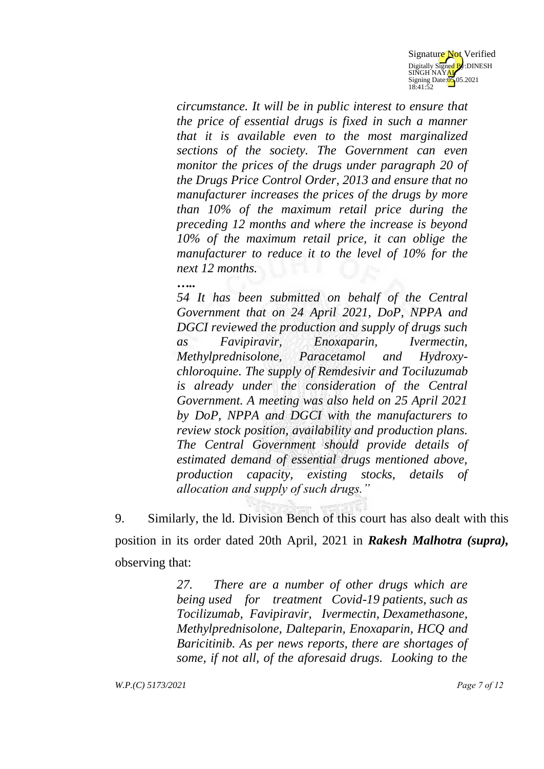*circumstance. It will be in public interest to ensure that the price of essential drugs is fixed in such a manner that it is available even to the most marginalized sections of the society. The Government can even monitor the prices of the drugs under paragraph 20 of the Drugs Price Control Order, 2013 and ensure that no manufacturer increases the prices of the drugs by more than 10% of the maximum retail price during the preceding 12 months and where the increase is beyond 10% of the maximum retail price, it can oblige the manufacturer to reduce it to the level of 10% for the next 12 months.*

*…..*

*54 It has been submitted on behalf of the Central Government that on 24 April 2021, DoP, NPPA and DGCI reviewed the production and supply of drugs such as Favipiravir, Enoxaparin, Ivermectin, Methylprednisolone, Paracetamol and Hydroxy-chloroquine. The supply of Remdesivir and Tociluzumab is already under the consideration of the Central Government. A meeting was also held on 25 April 2021 by DoP, NPPA and DGCI with the manufacturers to review stock position, availability and production plans. The Central Government should provide details of estimated demand of essential drugs mentioned above, production capacity, existing stocks, details of allocation and supply of such drugs."*

9. Similarly, the ld. Division Bench of this court has also dealt with this position in its order dated 20th April, 2021 in ***Rakesh Malhotra (supra),*** observing that:

> *27. There are a number of other drugs which are being used for treatment Covid-19 patients, such as Tocilizumab, Favipiravir, Ivermectin, Dexamethasone, Methylprednisolone, Dalteparin, Enoxaparin, HCQ and Baricitinib. As per news reports, there are shortages of some, if not all, of the aforesaid drugs. Looking to the*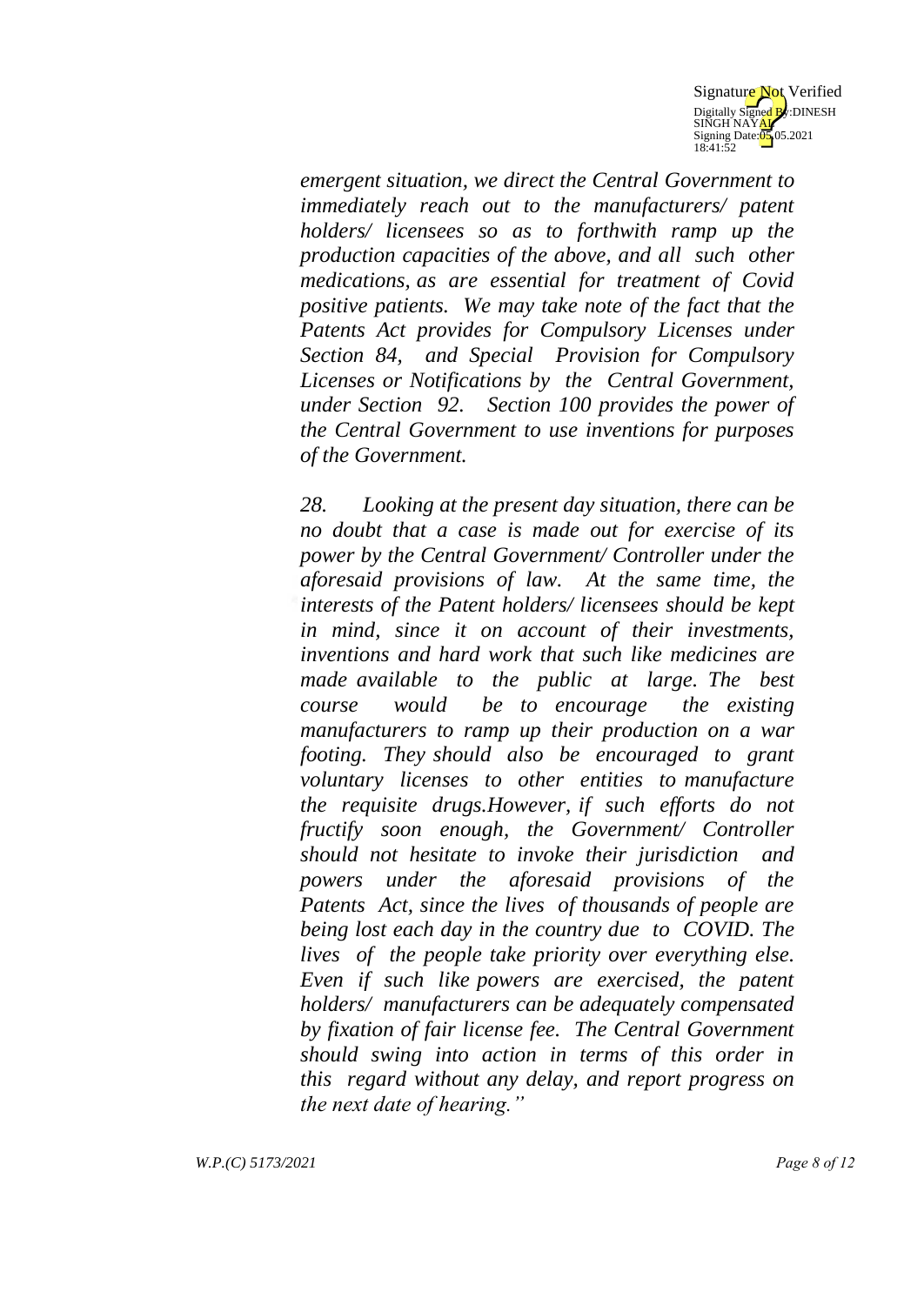*emergent situation, we direct the Central Government to immediately reach out to the manufacturers/ patent holders/ licensees so as to forthwith ramp up the production capacities of the above, and all such other medications, as are essential for treatment of Covid positive patients. We may take note of the fact that the Patents Act provides for Compulsory Licenses under Section 84, and Special Provision for Compulsory Licenses or Notifications by the Central Government, under Section 92. Section 100 provides the power of the Central Government to use inventions for purposes of the Government.*

*28. Looking at the present day situation, there can be no doubt that a case is made out for exercise of its power by the Central Government/ Controller under the aforesaid provisions of law. At the same time, the interests of the Patent holders/ licensees should be kept in mind, since it on account of their investments, inventions and hard work that such like medicines are made available to the public at large. The best course would be to encourage the existing manufacturers to ramp up their production on a war footing. They should also be encouraged to grant voluntary licenses to other entities to manufacture the requisite drugs.However, if such efforts do not fructify soon enough, the Government/ Controller should not hesitate to invoke their jurisdiction and powers under the aforesaid provisions of the Patents Act, since the lives of thousands of people are being lost each day in the country due to COVID. The lives of the people take priority over everything else. Even if such like powers are exercised, the patent holders/ manufacturers can be adequately compensated by fixation of fair license fee. The Central Government should swing into action in terms of this order in this regard without any delay, and report progress on the next date of hearing."*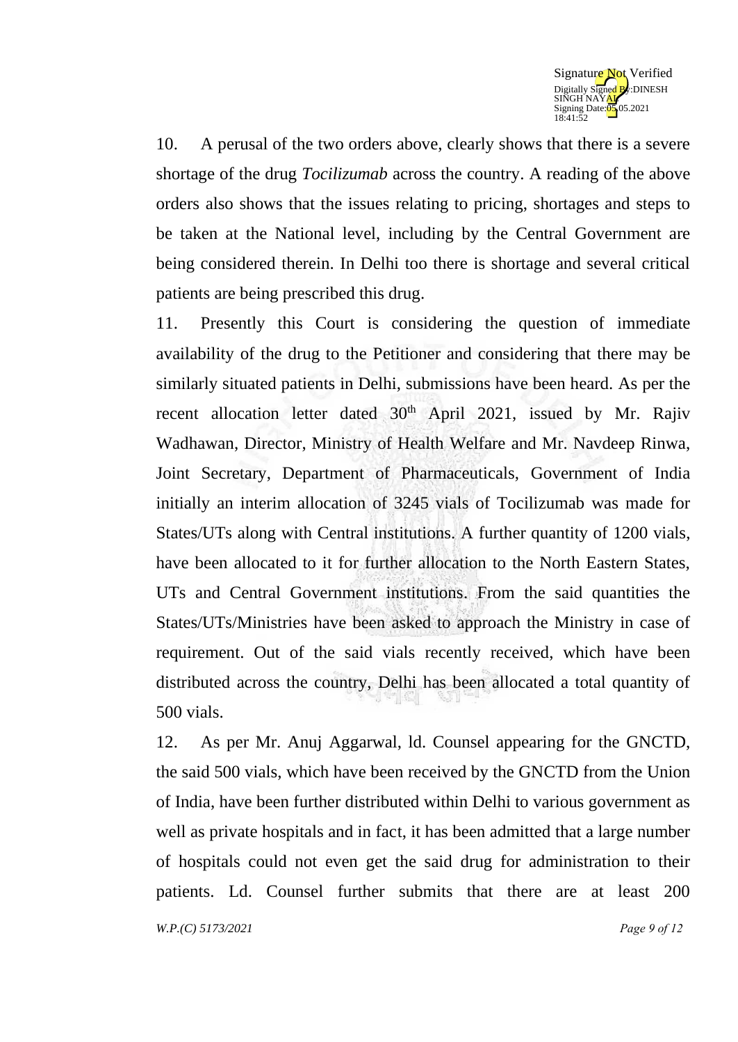10. A perusal of the two orders above, clearly shows that there is a severe shortage of the drug *Tocilizumab* across the country. A reading of the above orders also shows that the issues relating to pricing, shortages and steps to be taken at the National level, including by the Central Government are being considered therein. In Delhi too there is shortage and several critical patients are being prescribed this drug.

11. Presently this Court is considering the question of immediate availability of the drug to the Petitioner and considering that there may be similarly situated patients in Delhi, submissions have been heard. As per the recent allocation letter dated 30th April 2021, issued by Mr. Rajiv Wadhawan, Director, Ministry of Health Welfare and Mr. Navdeep Rinwa, Joint Secretary, Department of Pharmaceuticals, Government of India initially an interim allocation of 3245 vials of Tocilizumab was made for States/UTs along with Central institutions. A further quantity of 1200 vials, have been allocated to it for further allocation to the North Eastern States, UTs and Central Government institutions. From the said quantities the States/UTs/Ministries have been asked to approach the Ministry in case of requirement. Out of the said vials recently received, which have been distributed across the country, Delhi has been allocated a total quantity of 500 vials.

12. As per Mr. Anuj Aggarwal, ld. Counsel appearing for the GNCTD, the said 500 vials, which have been received by the GNCTD from the Union of India, have been further distributed within Delhi to various government as well as private hospitals and in fact, it has been admitted that a large number of hospitals could not even get the said drug for administration to their patients. Ld. Counsel further submits that there are at least 200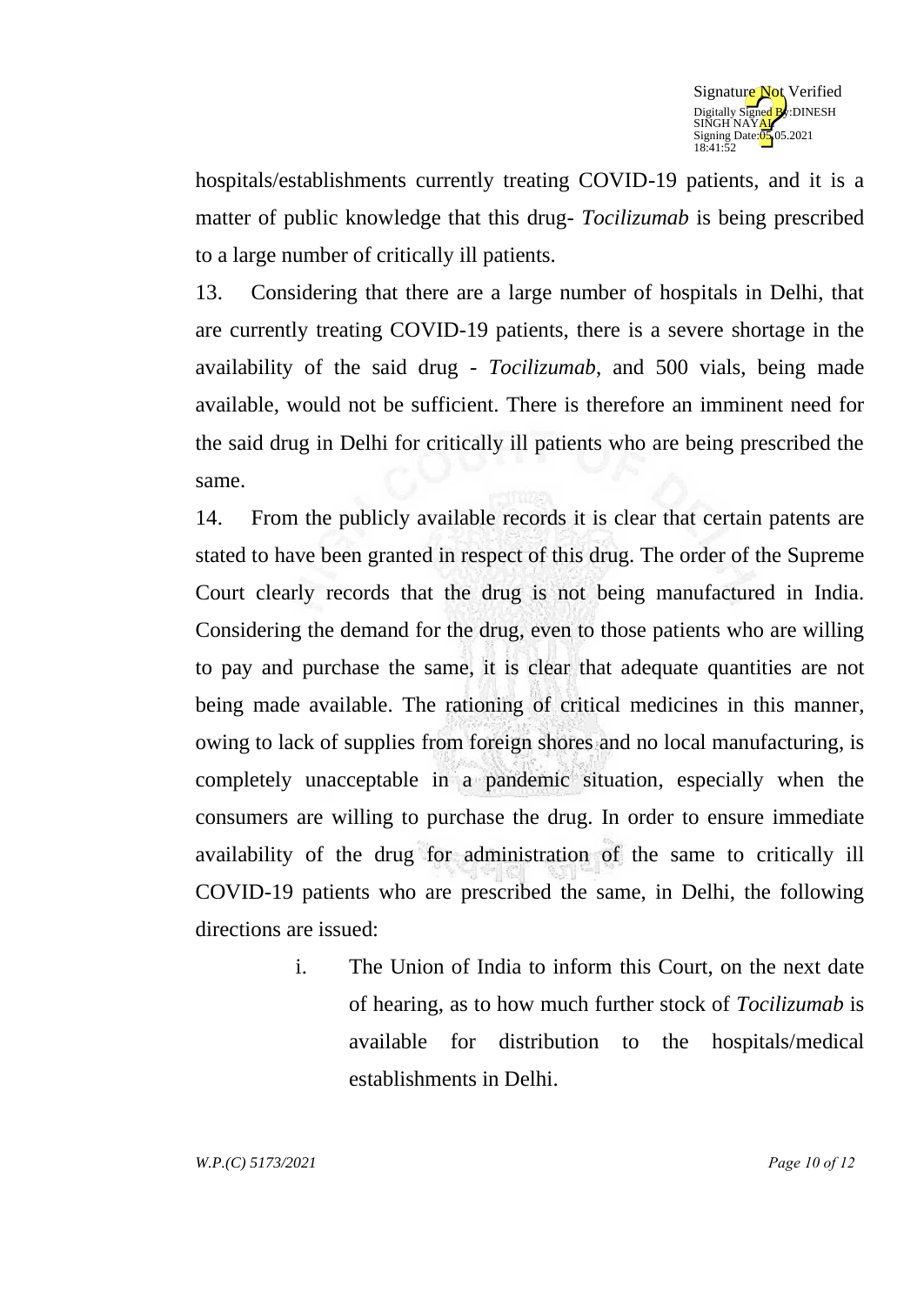hospitals/establishments currently treating COVID-19 patients, and it is a matter of public knowledge that this drug- *Tocilizumab* is being prescribed to a large number of critically ill patients.

13. Considering that there are a large number of hospitals in Delhi, that are currently treating COVID-19 patients, there is a severe shortage in the availability of the said drug - *Tocilizumab*, and 500 vials, being made available, would not be sufficient. There is therefore an imminent need for the said drug in Delhi for critically ill patients who are being prescribed the same.

14. From the publicly available records it is clear that certain patents are stated to have been granted in respect of this drug. The order of the Supreme Court clearly records that the drug is not being manufactured in India. Considering the demand for the drug, even to those patients who are willing to pay and purchase the same, it is clear that adequate quantities are not being made available. The rationing of critical medicines in this manner, owing to lack of supplies from foreign shores and no local manufacturing, is completely unacceptable in a pandemic situation, especially when the consumers are willing to purchase the drug. In order to ensure immediate availability of the drug for administration of the same to critically ill COVID-19 patients who are prescribed the same, in Delhi, the following directions are issued:

i. The Union of India to inform this Court, on the next date of hearing, as to how much further stock of *Tocilizumab* is available for distribution to the hospitals/medical establishments in Delhi.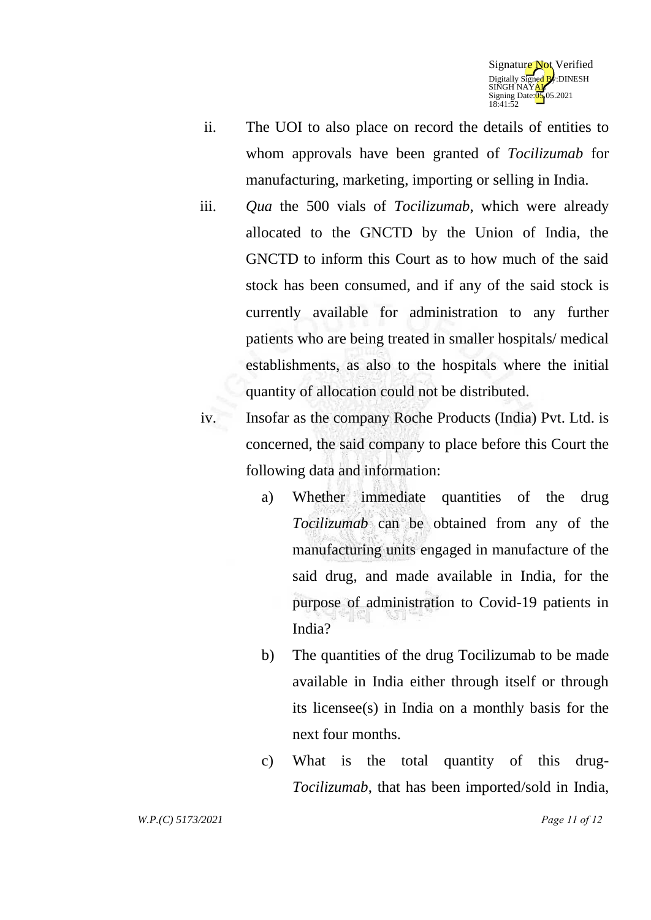ii. The UOI to also place on record the details of entities to whom approvals have been granted of *Tocilizumab* for manufacturing, marketing, importing or selling in India.

iii. *Qua* the 500 vials of *Tocilizumab*, which were already allocated to the GNCTD by the Union of India, the GNCTD to inform this Court as to how much of the said stock has been consumed, and if any of the said stock is currently available for administration to any further patients who are being treated in smaller hospitals/ medical establishments, as also to the hospitals where the initial quantity of allocation could not be distributed.

iv. Insofar as the company Roche Products (India) Pvt. Ltd. is concerned, the said company to place before this Court the following data and information:

   a) Whether immediate quantities of the drug *Tocilizumab* can be obtained from any of the manufacturing units engaged in manufacture of the said drug, and made available in India, for the purpose of administration to Covid-19 patients in India?

   b) The quantities of the drug Tocilizumab to be made available in India either through itself or through its licensee(s) in India on a monthly basis for the next four months.

   c) What is the total quantity of this drug-*Tocilizumab*, that has been imported/sold in India,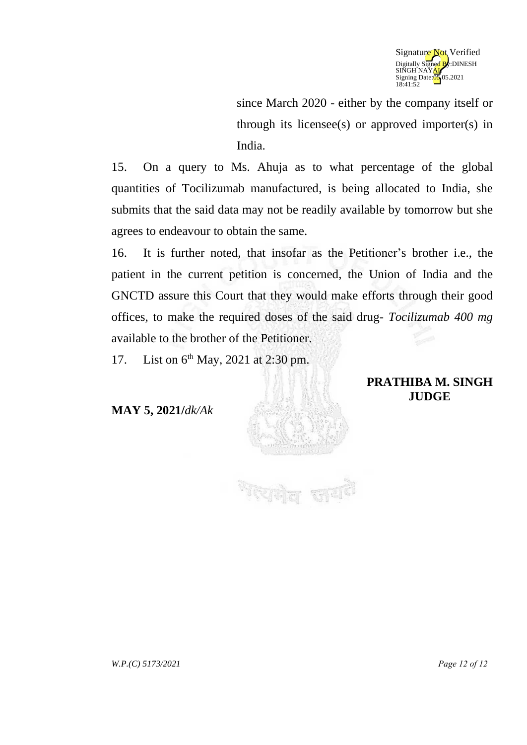since March 2020 - either by the company itself or through its licensee(s) or approved importer(s) in India.

15. On a query to Ms. Ahuja as to what percentage of the global quantities of Tocilizumab manufactured, is being allocated to India, she submits that the said data may not be readily available by tomorrow but she agrees to endeavour to obtain the same.

16. It is further noted, that insofar as the Petitioner's brother i.e., the patient in the current petition is concerned, the Union of India and the GNCTD assure this Court that they would make efforts through their good offices, to make the required doses of the said drug- *Tocilizumab 400 mg* available to the brother of the Petitioner.

17. List on 6th May, 2021 at 2:30 pm.

**PRATHIBA M. SINGH**
**JUDGE**

**MAY 5, 2021**/*dk/Ak*